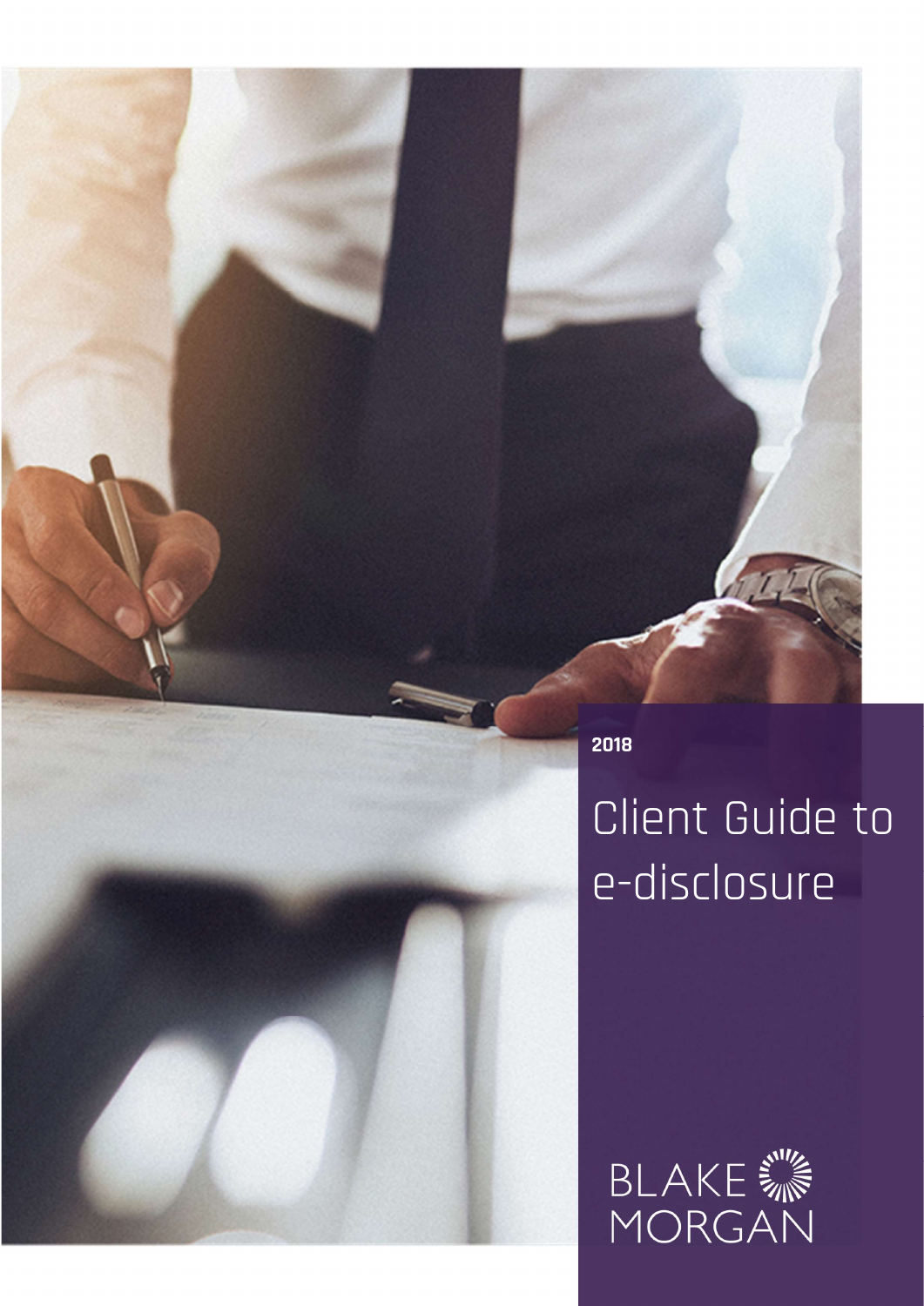2018

# Client Guide to e-disclosure

BLAKE MORGAN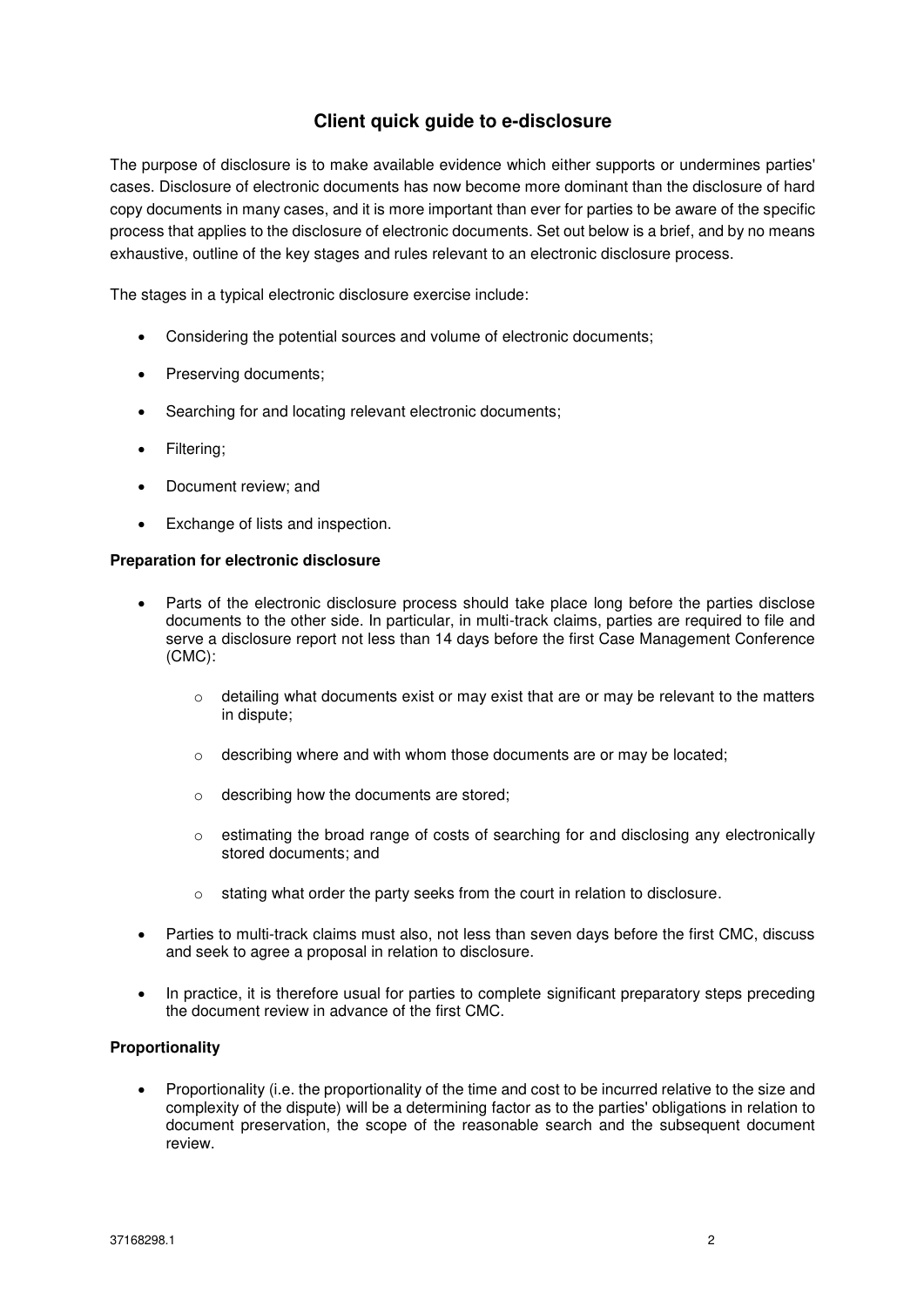# Client quick guide to e-disclosure

The purpose of disclosure is to make available evidence which either supports or undermines parties' cases. Disclosure of electronic documents has now become more dominant than the disclosure of hard copy documents in many cases, and it is more important than ever for parties to be aware of the specific process that applies to the disclosure of electronic documents. Set out below is a brief, and by no means exhaustive, outline of the key stages and rules relevant to an electronic disclosure process.

The stages in a typical electronic disclosure exercise include:

- Considering the potential sources and volume of electronic documents;
- Preserving documents;
- Searching for and locating relevant electronic documents;
- Filtering;
- Document review; and
- Exchange of lists and inspection.

**Preparation for electronic disclosure**

- Parts of the electronic disclosure process should take place long before the parties disclose documents to the other side. In particular, in multi-track claims, parties are required to file and serve a disclosure report not less than 14 days before the first Case Management Conference (CMC):
    - detailing what documents exist or may exist that are or may be relevant to the matters in dispute;
    - describing where and with whom those documents are or may be located;
    - describing how the documents are stored;
    - estimating the broad range of costs of searching for and disclosing any electronically stored documents; and
    - stating what order the party seeks from the court in relation to disclosure.
- Parties to multi-track claims must also, not less than seven days before the first CMC, discuss and seek to agree a proposal in relation to disclosure.
- In practice, it is therefore usual for parties to complete significant preparatory steps preceding the document review in advance of the first CMC.

**Proportionality**

- Proportionality (i.e. the proportionality of the time and cost to be incurred relative to the size and complexity of the dispute) will be a determining factor as to the parties' obligations in relation to document preservation, the scope of the reasonable search and the subsequent document review.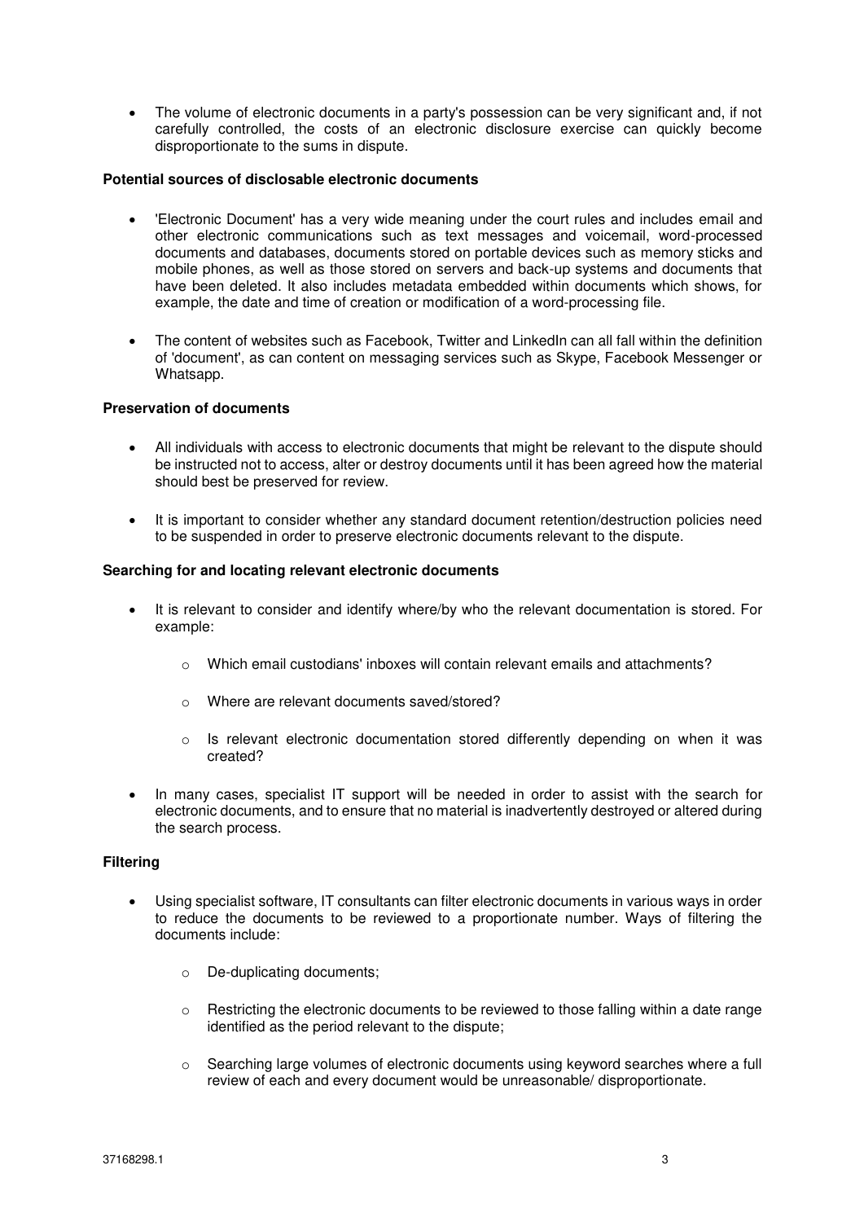- The volume of electronic documents in a party's possession can be very significant and, if not carefully controlled, the costs of an electronic disclosure exercise can quickly become disproportionate to the sums in dispute.

**Potential sources of disclosable electronic documents**

- 'Electronic Document' has a very wide meaning under the court rules and includes email and other electronic communications such as text messages and voicemail, word-processed documents and databases, documents stored on portable devices such as memory sticks and mobile phones, as well as those stored on servers and back-up systems and documents that have been deleted. It also includes metadata embedded within documents which shows, for example, the date and time of creation or modification of a word-processing file.

- The content of websites such as Facebook, Twitter and LinkedIn can all fall within the definition of 'document', as can content on messaging services such as Skype, Facebook Messenger or Whatsapp.

**Preservation of documents**

- All individuals with access to electronic documents that might be relevant to the dispute should be instructed not to access, alter or destroy documents until it has been agreed how the material should best be preserved for review.

- It is important to consider whether any standard document retention/destruction policies need to be suspended in order to preserve electronic documents relevant to the dispute.

**Searching for and locating relevant electronic documents**

- It is relevant to consider and identify where/by who the relevant documentation is stored. For example:

  - Which email custodians' inboxes will contain relevant emails and attachments?

  - Where are relevant documents saved/stored?

  - Is relevant electronic documentation stored differently depending on when it was created?

- In many cases, specialist IT support will be needed in order to assist with the search for electronic documents, and to ensure that no material is inadvertently destroyed or altered during the search process.

**Filtering**

- Using specialist software, IT consultants can filter electronic documents in various ways in order to reduce the documents to be reviewed to a proportionate number. Ways of filtering the documents include:

  - De-duplicating documents;

  - Restricting the electronic documents to be reviewed to those falling within a date range identified as the period relevant to the dispute;

  - Searching large volumes of electronic documents using keyword searches where a full review of each and every document would be unreasonable/ disproportionate.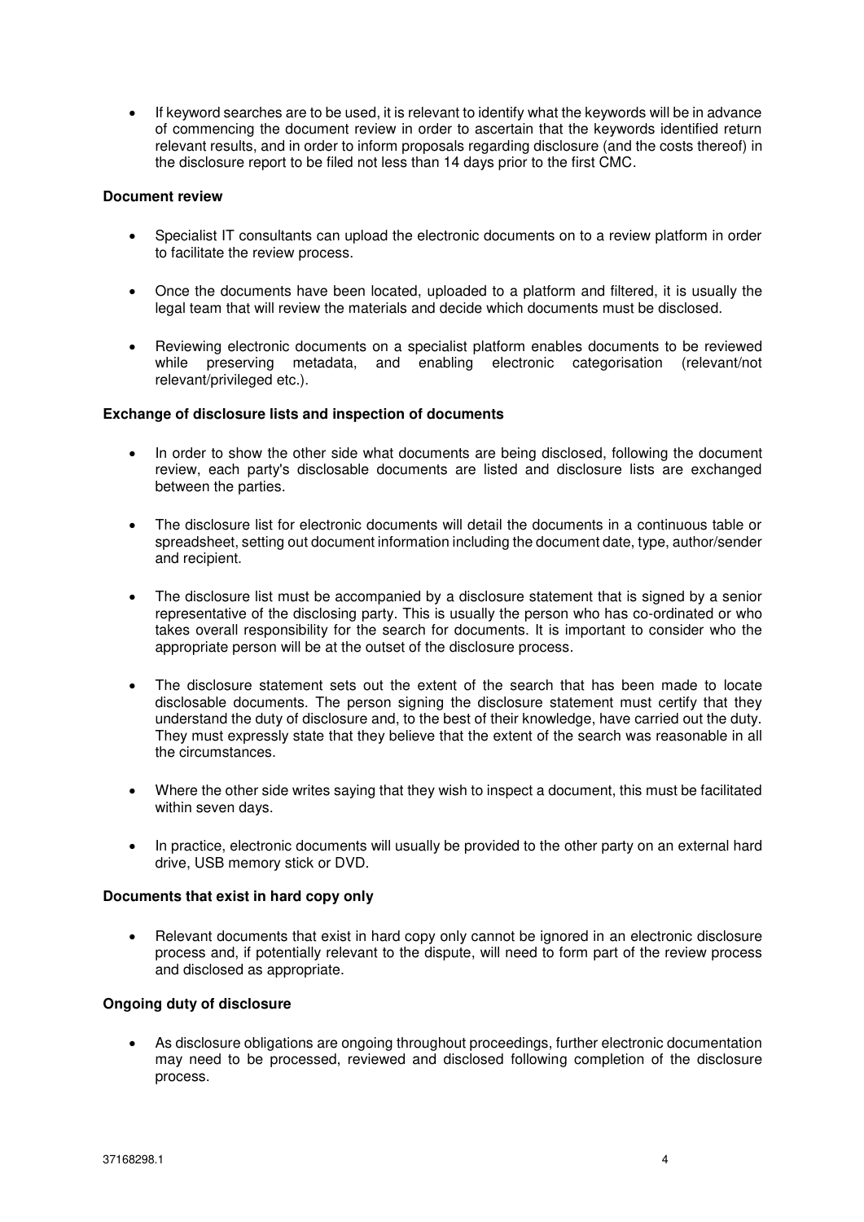- If keyword searches are to be used, it is relevant to identify what the keywords will be in advance of commencing the document review in order to ascertain that the keywords identified return relevant results, and in order to inform proposals regarding disclosure (and the costs thereof) in the disclosure report to be filed not less than 14 days prior to the first CMC.

**Document review**

- Specialist IT consultants can upload the electronic documents on to a review platform in order to facilitate the review process.

- Once the documents have been located, uploaded to a platform and filtered, it is usually the legal team that will review the materials and decide which documents must be disclosed.

- Reviewing electronic documents on a specialist platform enables documents to be reviewed while preserving metadata, and enabling electronic categorisation (relevant/not relevant/privileged etc.).

**Exchange of disclosure lists and inspection of documents**

- In order to show the other side what documents are being disclosed, following the document review, each party's disclosable documents are listed and disclosure lists are exchanged between the parties.

- The disclosure list for electronic documents will detail the documents in a continuous table or spreadsheet, setting out document information including the document date, type, author/sender and recipient.

- The disclosure list must be accompanied by a disclosure statement that is signed by a senior representative of the disclosing party. This is usually the person who has co-ordinated or who takes overall responsibility for the search for documents. It is important to consider who the appropriate person will be at the outset of the disclosure process.

- The disclosure statement sets out the extent of the search that has been made to locate disclosable documents. The person signing the disclosure statement must certify that they understand the duty of disclosure and, to the best of their knowledge, have carried out the duty. They must expressly state that they believe that the extent of the search was reasonable in all the circumstances.

- Where the other side writes saying that they wish to inspect a document, this must be facilitated within seven days.

- In practice, electronic documents will usually be provided to the other party on an external hard drive, USB memory stick or DVD.

**Documents that exist in hard copy only**

- Relevant documents that exist in hard copy only cannot be ignored in an electronic disclosure process and, if potentially relevant to the dispute, will need to form part of the review process and disclosed as appropriate.

**Ongoing duty of disclosure**

- As disclosure obligations are ongoing throughout proceedings, further electronic documentation may need to be processed, reviewed and disclosed following completion of the disclosure process.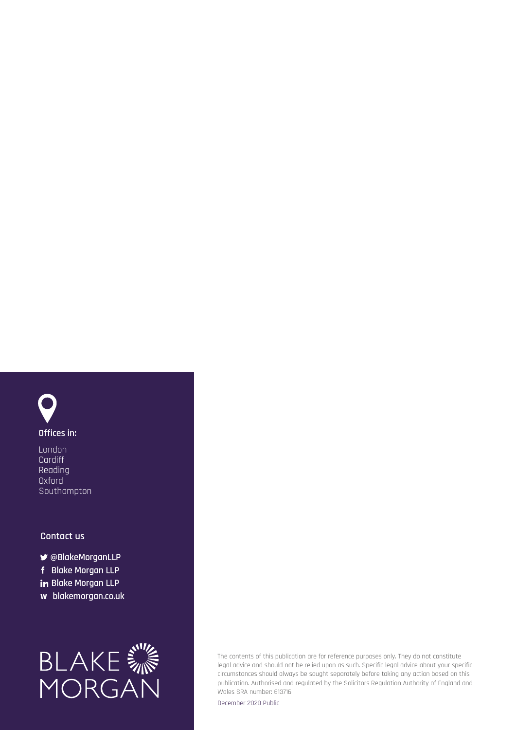**Offices in:**

London
Cardiff
Reading
Oxford
Southampton

**Contact us**

@BlakeMorganLLP
Blake Morgan LLP
Blake Morgan LLP
w blakemorgan.co.uk

BLAKE MORGAN

The contents of this publication are for reference purposes only. They do not constitute legal advice and should not be relied upon as such. Specific legal advice about your specific circumstances should always be sought separately before taking any action based on this publication. Authorised and regulated by the Solicitors Regulation Authority of England and Wales SRA number: 613716

December 2020 Public